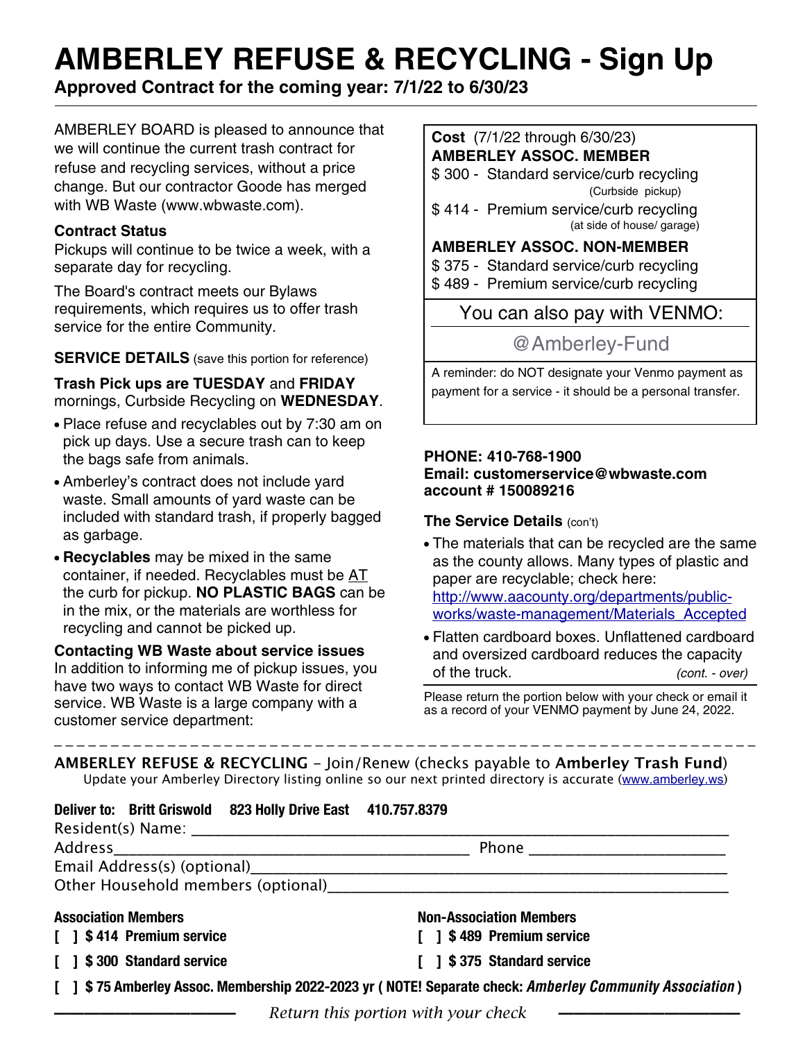# AMBERLEY REFUSE & RECYCLING - Sign Up

**Approved Contract for the coming year: 7/1/22 to 6/30/23**

AMBERLEY BOARD is pleased to announce that we will continue the current trash contract for refuse and recycling services, without a price change. But our contractor Goode has merged with WB Waste (www.wbwaste.com).

**Contract Status**

Pickups will continue to be twice a week, with a separate day for recycling.

The Board's contract meets our Bylaws requirements, which requires us to offer trash service for the entire Community.

**SERVICE DETAILS** (save this portion for reference)

**Trash Pick ups are TUESDAY** and **FRIDAY** mornings, Curbside Recycling on **WEDNESDAY**.

- Place refuse and recyclables out by 7:30 am on pick up days. Use a secure trash can to keep the bags safe from animals.
- Amberley's contract does not include yard waste. Small amounts of yard waste can be included with standard trash, if properly bagged as garbage.
- **Recyclables** may be mixed in the same container, if needed. Recyclables must be AT the curb for pickup. **NO PLASTIC BAGS** can be in the mix, or the materials are worthless for recycling and cannot be picked up.

**Contacting WB Waste about service issues**

In addition to informing me of pickup issues, you have two ways to contact WB Waste for direct service. WB Waste is a large company with a customer service department:

**Cost** (7/1/22 through 6/30/23)

**AMBERLEY ASSOC. MEMBER**

$ 300 - Standard service/curb recycling (Curbside pickup)

$ 414 - Premium service/curb recycling (at side of house/ garage)

**AMBERLEY ASSOC. NON-MEMBER**

$ 375 - Standard service/curb recycling

$ 489 - Premium service/curb recycling

You can also pay with VENMO:

@Amberley-Fund

A reminder: do NOT designate your Venmo payment as payment for a service - it should be a personal transfer.

**PHONE: 410-768-1900**
**Email: customerservice@wbwaste.com**
**account # 150089216**

**The Service Details** (con't)

- The materials that can be recycled are the same as the county allows. Many types of plastic and paper are recyclable; check here: http://www.aacounty.org/departments/public-works/waste-management/Materials_Accepted
- Flatten cardboard boxes. Unflattened cardboard and oversized cardboard reduces the capacity of the truck. *(cont. - over)*

Please return the portion below with your check or email it as a record of your VENMO payment by June 24, 2022.

---

**AMBERLEY REFUSE & RECYCLING** – Join/Renew (checks payable to **Amberley Trash Fund**)

Update your Amberley Directory listing online so our next printed directory is accurate (www.amberley.ws)

**Deliver to: Britt Griswold 823 Holly Drive East 410.757.8379**

Resident(s) Name: ____________________

Address____________________ Phone ____________________

Email Address(s) (optional)____________________

Other Household members (optional)____________________

**Association Members**

**[ ] $ 414 Premium service**

**[ ] $ 300 Standard service**

**Non-Association Members**

**[ ] $ 489 Premium service**

**[ ] $ 375 Standard service**

**[ ] $ 75 Amberley Assoc. Membership 2022-2023 yr ( NOTE! Separate check: *Amberley Community Association* )**

*Return this portion with your check*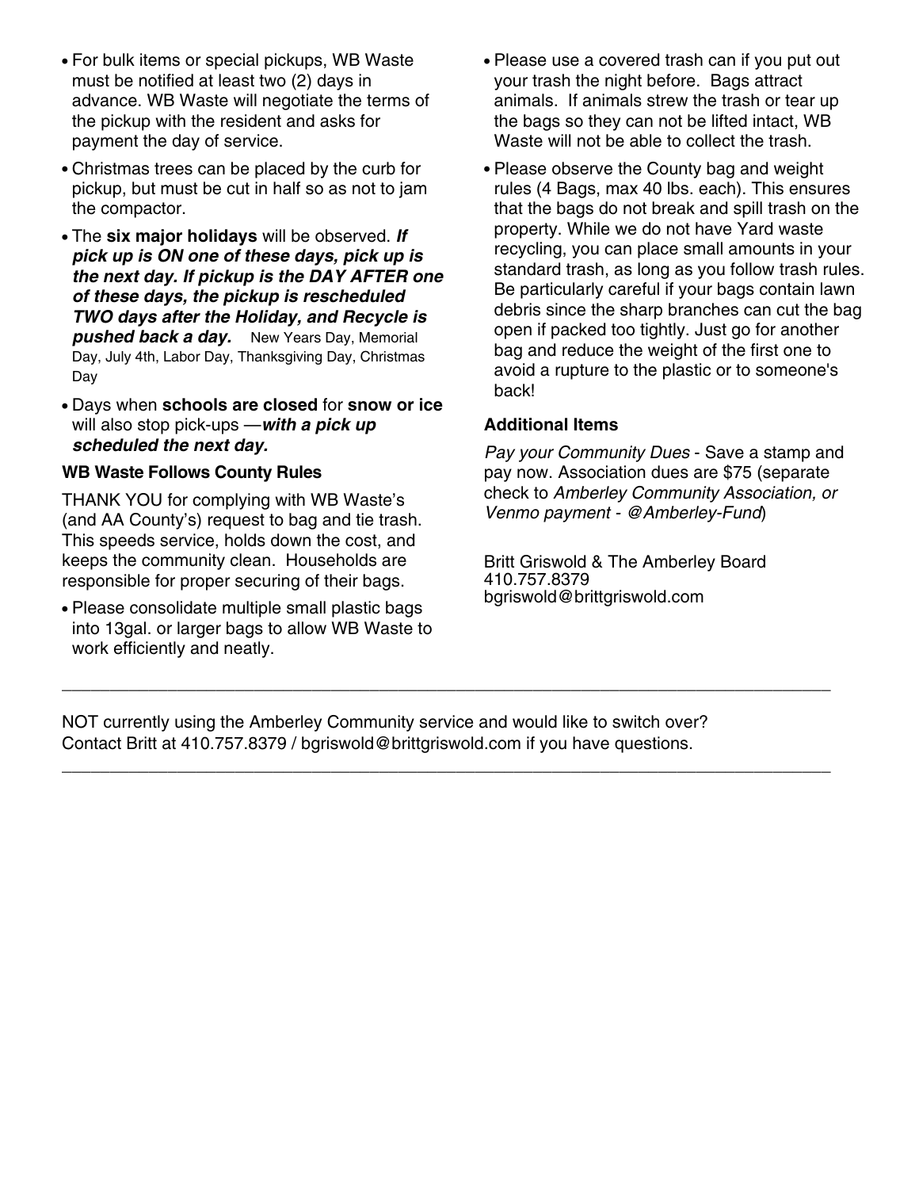- For bulk items or special pickups, WB Waste must be notified at least two (2) days in advance. WB Waste will negotiate the terms of the pickup with the resident and asks for payment the day of service.
- Christmas trees can be placed by the curb for pickup, but must be cut in half so as not to jam the compactor.
- The **six major holidays** will be observed. ***If pick up is ON one of these days, pick up is the next day. If pickup is the DAY AFTER one of these days, the pickup is rescheduled TWO days after the Holiday, and Recycle is pushed back a day.*** New Years Day, Memorial Day, July 4th, Labor Day, Thanksgiving Day, Christmas Day
- Days when **schools are closed** for **snow or ice** will also stop pick-ups —***with a pick up scheduled the next day.***

### WB Waste Follows County Rules

THANK YOU for complying with WB Waste's (and AA County's) request to bag and tie trash. This speeds service, holds down the cost, and keeps the community clean. Households are responsible for proper securing of their bags.

- Please consolidate multiple small plastic bags into 13gal. or larger bags to allow WB Waste to work efficiently and neatly.
- Please use a covered trash can if you put out your trash the night before. Bags attract animals. If animals strew the trash or tear up the bags so they can not be lifted intact, WB Waste will not be able to collect the trash.
- Please observe the County bag and weight rules (4 Bags, max 40 lbs. each). This ensures that the bags do not break and spill trash on the property. While we do not have Yard waste recycling, you can place small amounts in your standard trash, as long as you follow trash rules. Be particularly careful if your bags contain lawn debris since the sharp branches can cut the bag open if packed too tightly. Just go for another bag and reduce the weight of the first one to avoid a rupture to the plastic or to someone's back!

### Additional Items

*Pay your Community Dues* - Save a stamp and pay now. Association dues are $75 (separate check to *Amberley Community Association, or Venmo payment - @Amberley-Fund*)

Britt Griswold & The Amberley Board
410.757.8379
bgriswold@brittgriswold.com

---

NOT currently using the Amberley Community service and would like to switch over?
Contact Britt at 410.757.8379 / bgriswold@brittgriswold.com if you have questions.

---